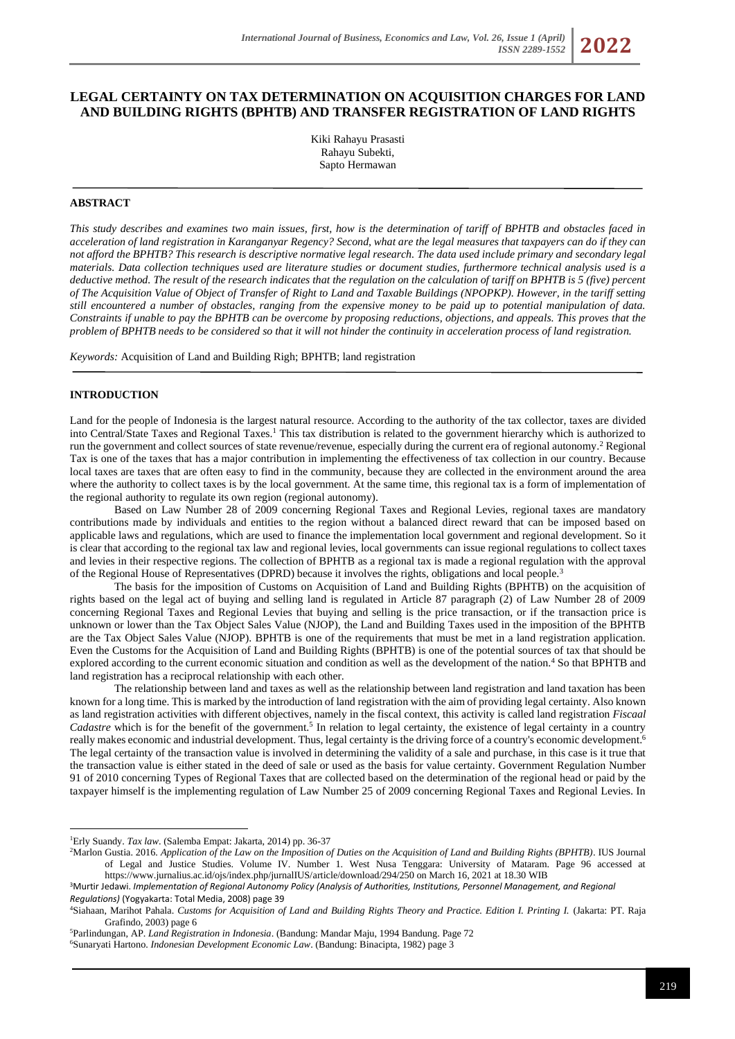# LEGAL CERTAINTY ON TAX DETERMINATION ON ACQUISITION CHARGES FOR LAND AND BUILDING RIGHTS (BPHTB) AND TRANSFER REGISTRATION OF LAND RIGHTS

Kiki Rahayu Prasasti
Rahayu Subekti,
Sapto Hermawan

## ABSTRACT

*This study describes and examines two main issues, first, how is the determination of tariff of BPHTB and obstacles faced in acceleration of land registration in Karanganyar Regency? Second, what are the legal measures that taxpayers can do if they can not afford the BPHTB? This research is descriptive normative legal research. The data used include primary and secondary legal materials. Data collection techniques used are literature studies or document studies, furthermore technical analysis used is a deductive method. The result of the research indicates that the regulation on the calculation of tariff on BPHTB is 5 (five) percent of The Acquisition Value of Object of Transfer of Right to Land and Taxable Buildings (NPOPKP). However, in the tariff setting still encountered a number of obstacles, ranging from the expensive money to be paid up to potential manipulation of data. Constraints if unable to pay the BPHTB can be overcome by proposing reductions, objections, and appeals. This proves that the problem of BPHTB needs to be considered so that it will not hinder the continuity in acceleration process of land registration.*

*Keywords:* Acquisition of Land and Building Righ; BPHTB; land registration

## INTRODUCTION

Land for the people of Indonesia is the largest natural resource. According to the authority of the tax collector, taxes are divided into Central/State Taxes and Regional Taxes.[1] This tax distribution is related to the government hierarchy which is authorized to run the government and collect sources of state revenue/revenue, especially during the current era of regional autonomy.[2] Regional Tax is one of the taxes that has a major contribution in implementing the effectiveness of tax collection in our country. Because local taxes are taxes that are often easy to find in the community, because they are collected in the environment around the area where the authority to collect taxes is by the local government. At the same time, this regional tax is a form of implementation of the regional authority to regulate its own region (regional autonomy).

Based on Law Number 28 of 2009 concerning Regional Taxes and Regional Levies, regional taxes are mandatory contributions made by individuals and entities to the region without a balanced direct reward that can be imposed based on applicable laws and regulations, which are used to finance the implementation local government and regional development. So it is clear that according to the regional tax law and regional levies, local governments can issue regional regulations to collect taxes and levies in their respective regions. The collection of BPHTB as a regional tax is made a regional regulation with the approval of the Regional House of Representatives (DPRD) because it involves the rights, obligations and local people.[3]

The basis for the imposition of Customs on Acquisition of Land and Building Rights (BPHTB) on the acquisition of rights based on the legal act of buying and selling land is regulated in Article 87 paragraph (2) of Law Number 28 of 2009 concerning Regional Taxes and Regional Levies that buying and selling is the price transaction, or if the transaction price is unknown or lower than the Tax Object Sales Value (NJOP), the Land and Building Taxes used in the imposition of the BPHTB are the Tax Object Sales Value (NJOP). BPHTB is one of the requirements that must be met in a land registration application. Even the Customs for the Acquisition of Land and Building Rights (BPHTB) is one of the potential sources of tax that should be explored according to the current economic situation and condition as well as the development of the nation.[4] So that BPHTB and land registration has a reciprocal relationship with each other.

The relationship between land and taxes as well as the relationship between land registration and land taxation has been known for a long time. This is marked by the introduction of land registration with the aim of providing legal certainty. Also known as land registration activities with different objectives, namely in the fiscal context, this activity is called land registration *Fiscaal Cadastre* which is for the benefit of the government.[5] In relation to legal certainty, the existence of legal certainty in a country really makes economic and industrial development. Thus, legal certainty is the driving force of a country's economic development.[6] The legal certainty of the transaction value is involved in determining the validity of a sale and purchase, in this case is it true that the transaction value is either stated in the deed of sale or used as the basis for value certainty. Government Regulation Number 91 of 2010 concerning Types of Regional Taxes that are collected based on the determination of the regional head or paid by the taxpayer himself is the implementing regulation of Law Number 25 of 2009 concerning Regional Taxes and Regional Levies. In

---

[1] Erly Suandy. *Tax law*. (Salemba Empat: Jakarta, 2014) pp. 36-37

[2] Marlon Gustia. 2016. *Application of the Law on the Imposition of Duties on the Acquisition of Land and Building Rights (BPHTB)*. IUS Journal of Legal and Justice Studies. Volume IV. Number 1. West Nusa Tenggara: University of Mataram. Page 96 accessed at https://www.jurnalius.ac.id/ojs/index.php/jurnalIUS/article/download/294/250 on March 16, 2021 at 18.30 WIB

[3] Murtir Jedawi. *Implementation of Regional Autonomy Policy (Analysis of Authorities, Institutions, Personnel Management, and Regional Regulations)* (Yogyakarta: Total Media, 2008) page 39

[4] Siahaan, Marihot Pahala. *Customs for Acquisition of Land and Building Rights Theory and Practice. Edition I. Printing I.* (Jakarta: PT. Raja Grafindo, 2003) page 6

[5] Parlindungan, AP. *Land Registration in Indonesia*. (Bandung: Mandar Maju, 1994 Bandung. Page 72

[6] Sunaryati Hartono. *Indonesian Development Economic Law*. (Bandung: Binacipta, 1982) page 3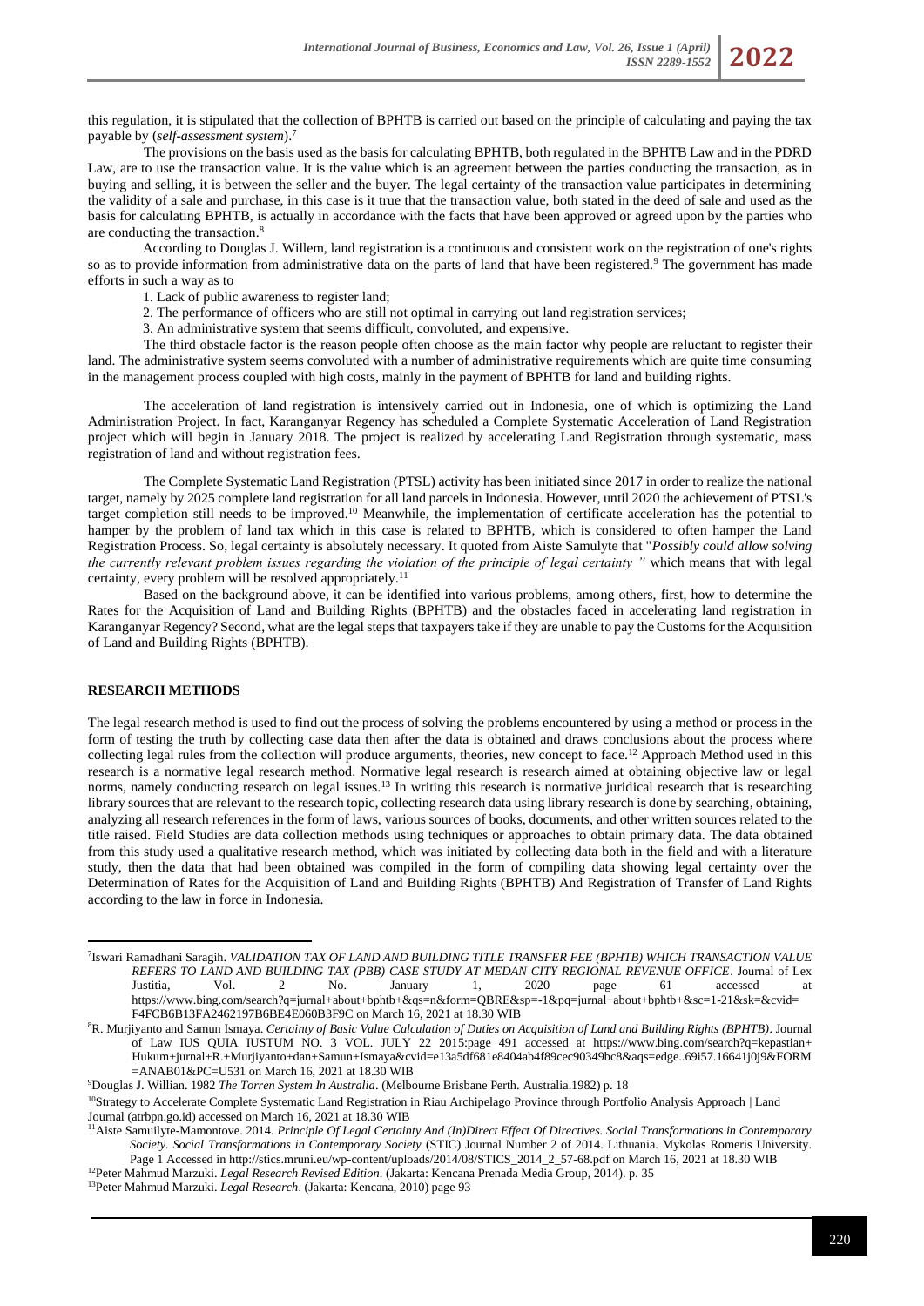this regulation, it is stipulated that the collection of BPHTB is carried out based on the principle of calculating and paying the tax payable by (*self-assessment system*).[7]

The provisions on the basis used as the basis for calculating BPHTB, both regulated in the BPHTB Law and in the PDRD Law, are to use the transaction value. It is the value which is an agreement between the parties conducting the transaction, as in buying and selling, it is between the seller and the buyer. The legal certainty of the transaction value participates in determining the validity of a sale and purchase, in this case is it true that the transaction value, both stated in the deed of sale and used as the basis for calculating BPHTB, is actually in accordance with the facts that have been approved or agreed upon by the parties who are conducting the transaction.[8]

According to Douglas J. Willem, land registration is a continuous and consistent work on the registration of one's rights so as to provide information from administrative data on the parts of land that have been registered.[9] The government has made efforts in such a way as to

1. Lack of public awareness to register land;
2. The performance of officers who are still not optimal in carrying out land registration services;
3. An administrative system that seems difficult, convoluted, and expensive.

The third obstacle factor is the reason people often choose as the main factor why people are reluctant to register their land. The administrative system seems convoluted with a number of administrative requirements which are quite time consuming in the management process coupled with high costs, mainly in the payment of BPHTB for land and building rights.

The acceleration of land registration is intensively carried out in Indonesia, one of which is optimizing the Land Administration Project. In fact, Karanganyar Regency has scheduled a Complete Systematic Acceleration of Land Registration project which will begin in January 2018. The project is realized by accelerating Land Registration through systematic, mass registration of land and without registration fees.

The Complete Systematic Land Registration (PTSL) activity has been initiated since 2017 in order to realize the national target, namely by 2025 complete land registration for all land parcels in Indonesia. However, until 2020 the achievement of PTSL's target completion still needs to be improved.[10] Meanwhile, the implementation of certificate acceleration has the potential to hamper by the problem of land tax which in this case is related to BPHTB, which is considered to often hamper the Land Registration Process. So, legal certainty is absolutely necessary. It quoted from Aiste Samulyte that "*Possibly could allow solving the currently relevant problem issues regarding the violation of the principle of legal certainty "* which means that with legal certainty, every problem will be resolved appropriately.[11]

Based on the background above, it can be identified into various problems, among others, first, how to determine the Rates for the Acquisition of Land and Building Rights (BPHTB) and the obstacles faced in accelerating land registration in Karanganyar Regency? Second, what are the legal steps that taxpayers take if they are unable to pay the Customs for the Acquisition of Land and Building Rights (BPHTB).

## RESEARCH METHODS

The legal research method is used to find out the process of solving the problems encountered by using a method or process in the form of testing the truth by collecting case data then after the data is obtained and draws conclusions about the process where collecting legal rules from the collection will produce arguments, theories, new concept to face.[12] Approach Method used in this research is a normative legal research method. Normative legal research is research aimed at obtaining objective law or legal norms, namely conducting research on legal issues.[13] In writing this research is normative juridical research that is researching library sources that are relevant to the research topic, collecting research data using library research is done by searching, obtaining, analyzing all research references in the form of laws, various sources of books, documents, and other written sources related to the title raised. Field Studies are data collection methods using techniques or approaches to obtain primary data. The data obtained from this study used a qualitative research method, which was initiated by collecting data both in the field and with a literature study, then the data that had been obtained was compiled in the form of compiling data showing legal certainty over the Determination of Rates for the Acquisition of Land and Building Rights (BPHTB) And Registration of Transfer of Land Rights according to the law in force in Indonesia.

---

[7] Iswari Ramadhani Saragih. *VALIDATION TAX OF LAND AND BUILDING TITLE TRANSFER FEE (BPHTB) WHICH TRANSACTION VALUE REFERS TO LAND AND BUILDING TAX (PBB) CASE STUDY AT MEDAN CITY REGIONAL REVENUE OFFICE*. Journal of Lex Justitia, Vol. 2 No. January 1, 2020 page 61 accessed at https://www.bing.com/search?q=jurnal+about+bphtb+&qs=n&form=QBRE&sp=-1&pq=jurnal+about+bphtb+&sc=1-21&sk=&cvid=F4FCB6B13FA2462197B6BE4E060B3F9C on March 16, 2021 at 18.30 WIB

[8] R. Murjiyanto and Samun Ismaya. *Certainty of Basic Value Calculation of Duties on Acquisition of Land and Building Rights (BPHTB)*. Journal of Law IUS QUIA IUSTUM NO. 3 VOL. JULY 22 2015:page 491 accessed at https://www.bing.com/search?q=kepastian+Hukum+jurnal+R.+Murjiyanto+dan+Samun+Ismaya&cvid=e13a5df681e8404ab4f89cec90349bc8&aqs=edge..69i57.16641j0j9&FORM=ANAB01&PC=U531 on March 16, 2021 at 18.30 WIB

[9] Douglas J. Willian. 1982 *The Torren System In Australia*. (Melbourne Brisbane Perth. Australia.1982) p. 18

[10] Strategy to Accelerate Complete Systematic Land Registration in Riau Archipelago Province through Portfolio Analysis Approach | Land Journal (atrbpn.go.id) accessed on March 16, 2021 at 18.30 WIB

[11] Aiste Samuilyte-Mamontove. 2014. *Principle Of Legal Certainty And (In)Direct Effect Of Directives. Social Transformations in Contemporary Society. Social Transformations in Contemporary Society* (STIC) Journal Number 2 of 2014. Lithuania. Mykolas Romeris University. Page 1 Accessed in http://stics.mruni.eu/wp-content/uploads/2014/08/STICS_2014_2_57-68.pdf on March 16, 2021 at 18.30 WIB

[12] Peter Mahmud Marzuki. *Legal Research Revised Edition*. (Jakarta: Kencana Prenada Media Group, 2014). p. 35

[13] Peter Mahmud Marzuki. *Legal Research*. (Jakarta: Kencana, 2010) page 93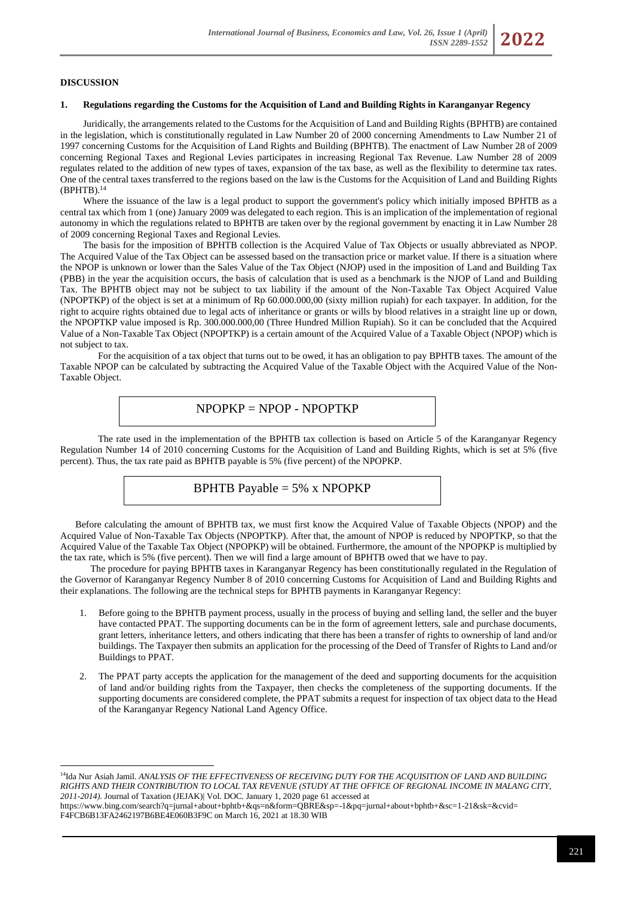**DISCUSSION**

**1. Regulations regarding the Customs for the Acquisition of Land and Building Rights in Karanganyar Regency**

Juridically, the arrangements related to the Customs for the Acquisition of Land and Building Rights (BPHTB) are contained in the legislation, which is constitutionally regulated in Law Number 20 of 2000 concerning Amendments to Law Number 21 of 1997 concerning Customs for the Acquisition of Land Rights and Building (BPHTB). The enactment of Law Number 28 of 2009 concerning Regional Taxes and Regional Levies participates in increasing Regional Tax Revenue. Law Number 28 of 2009 regulates related to the addition of new types of taxes, expansion of the tax base, as well as the flexibility to determine tax rates. One of the central taxes transferred to the regions based on the law is the Customs for the Acquisition of Land and Building Rights (BPHTB).[14]

Where the issuance of the law is a legal product to support the government's policy which initially imposed BPHTB as a central tax which from 1 (one) January 2009 was delegated to each region. This is an implication of the implementation of regional autonomy in which the regulations related to BPHTB are taken over by the regional government by enacting it in Law Number 28 of 2009 concerning Regional Taxes and Regional Levies.

The basis for the imposition of BPHTB collection is the Acquired Value of Tax Objects or usually abbreviated as NPOP. The Acquired Value of the Tax Object can be assessed based on the transaction price or market value. If there is a situation where the NPOP is unknown or lower than the Sales Value of the Tax Object (NJOP) used in the imposition of Land and Building Tax (PBB) in the year the acquisition occurs, the basis of calculation that is used as a benchmark is the NJOP of Land and Building Tax. The BPHTB object may not be subject to tax liability if the amount of the Non-Taxable Tax Object Acquired Value (NPOPTKP) of the object is set at a minimum of Rp 60.000.000,00 (sixty million rupiah) for each taxpayer. In addition, for the right to acquire rights obtained due to legal acts of inheritance or grants or wills by blood relatives in a straight line up or down, the NPOPTKP value imposed is Rp. 300.000.000,00 (Three Hundred Million Rupiah). So it can be concluded that the Acquired Value of a Non-Taxable Tax Object (NPOPTKP) is a certain amount of the Acquired Value of a Taxable Object (NPOP) which is not subject to tax.

For the acquisition of a tax object that turns out to be owed, it has an obligation to pay BPHTB taxes. The amount of the Taxable NPOP can be calculated by subtracting the Acquired Value of the Taxable Object with the Acquired Value of the Non-Taxable Object.

$$\text{NPOPKP} = \text{NPOP} - \text{NPOPTKP}$$

The rate used in the implementation of the BPHTB tax collection is based on Article 5 of the Karanganyar Regency Regulation Number 14 of 2010 concerning Customs for the Acquisition of Land and Building Rights, which is set at 5% (five percent). Thus, the tax rate paid as BPHTB payable is 5% (five percent) of the NPOPKP.

$$\text{BPHTB Payable} = 5\% \times \text{NPOPKP}$$

Before calculating the amount of BPHTB tax, we must first know the Acquired Value of Taxable Objects (NPOP) and the Acquired Value of Non-Taxable Tax Objects (NPOPTKP). After that, the amount of NPOP is reduced by NPOPTKP, so that the Acquired Value of the Taxable Tax Object (NPOPKP) will be obtained. Furthermore, the amount of the NPOPKP is multiplied by the tax rate, which is 5% (five percent). Then we will find a large amount of BPHTB owed that we have to pay.

The procedure for paying BPHTB taxes in Karanganyar Regency has been constitutionally regulated in the Regulation of the Governor of Karanganyar Regency Number 8 of 2010 concerning Customs for Acquisition of Land and Building Rights and their explanations. The following are the technical steps for BPHTB payments in Karanganyar Regency:

1. Before going to the BPHTB payment process, usually in the process of buying and selling land, the seller and the buyer have contacted PPAT. The supporting documents can be in the form of agreement letters, sale and purchase documents, grant letters, inheritance letters, and others indicating that there has been a transfer of rights to ownership of land and/or buildings. The Taxpayer then submits an application for the processing of the Deed of Transfer of Rights to Land and/or Buildings to PPAT.

2. The PPAT party accepts the application for the management of the deed and supporting documents for the acquisition of land and/or building rights from the Taxpayer, then checks the completeness of the supporting documents. If the supporting documents are considered complete, the PPAT submits a request for inspection of tax object data to the Head of the Karanganyar Regency National Land Agency Office.

---

[14] Ida Nur Asiah Jamil. *ANALYSIS OF THE EFFECTIVENESS OF RECEIVING DUTY FOR THE ACQUISITION OF LAND AND BUILDING RIGHTS AND THEIR CONTRIBUTION TO LOCAL TAX REVENUE (STUDY AT THE OFFICE OF REGIONAL INCOME IN MALANG CITY, 2011-2014).* Journal of Taxation (JEJAK)| Vol. DOC. January 1, 2020 page 61 accessed at https://www.bing.com/search?q=jurnal+about+bphtb+&qs=n&form=QBRE&sp=-1&pq=jurnal+about+bphtb+&sc=1-21&sk=&cvid=F4FCB6B13FA2462197B6BE4E060B3F9C on March 16, 2021 at 18.30 WIB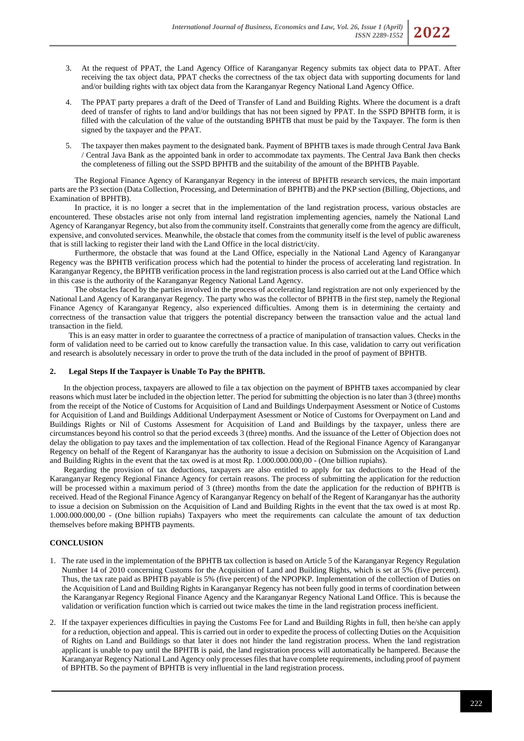3. At the request of PPAT, the Land Agency Office of Karanganyar Regency submits tax object data to PPAT. After receiving the tax object data, PPAT checks the correctness of the tax object data with supporting documents for land and/or building rights with tax object data from the Karanganyar Regency National Land Agency Office.

4. The PPAT party prepares a draft of the Deed of Transfer of Land and Building Rights. Where the document is a draft deed of transfer of rights to land and/or buildings that has not been signed by PPAT. In the SSPD BPHTB form, it is filled with the calculation of the value of the outstanding BPHTB that must be paid by the Taxpayer. The form is then signed by the taxpayer and the PPAT.

5. The taxpayer then makes payment to the designated bank. Payment of BPHTB taxes is made through Central Java Bank / Central Java Bank as the appointed bank in order to accommodate tax payments. The Central Java Bank then checks the completeness of filling out the SSPD BPHTB and the suitability of the amount of the BPHTB Payable.

The Regional Finance Agency of Karanganyar Regency in the interest of BPHTB research services, the main important parts are the P3 section (Data Collection, Processing, and Determination of BPHTB) and the PKP section (Billing, Objections, and Examination of BPHTB).

In practice, it is no longer a secret that in the implementation of the land registration process, various obstacles are encountered. These obstacles arise not only from internal land registration implementing agencies, namely the National Land Agency of Karanganyar Regency, but also from the community itself. Constraints that generally come from the agency are difficult, expensive, and convoluted services. Meanwhile, the obstacle that comes from the community itself is the level of public awareness that is still lacking to register their land with the Land Office in the local district/city.

Furthermore, the obstacle that was found at the Land Office, especially in the National Land Agency of Karanganyar Regency was the BPHTB verification process which had the potential to hinder the process of accelerating land registration. In Karanganyar Regency, the BPHTB verification process in the land registration process is also carried out at the Land Office which in this case is the authority of the Karanganyar Regency National Land Agency.

The obstacles faced by the parties involved in the process of accelerating land registration are not only experienced by the National Land Agency of Karanganyar Regency. The party who was the collector of BPHTB in the first step, namely the Regional Finance Agency of Karanganyar Regency, also experienced difficulties. Among them is in determining the certainty and correctness of the transaction value that triggers the potential discrepancy between the transaction value and the actual land transaction in the field.

This is an easy matter in order to guarantee the correctness of a practice of manipulation of transaction values. Checks in the form of validation need to be carried out to know carefully the transaction value. In this case, validation to carry out verification and research is absolutely necessary in order to prove the truth of the data included in the proof of payment of BPHTB.

### 2. Legal Steps If the Taxpayer is Unable To Pay the BPHTB.

In the objection process, taxpayers are allowed to file a tax objection on the payment of BPHTB taxes accompanied by clear reasons which must later be included in the objection letter. The period for submitting the objection is no later than 3 (three) months from the receipt of the Notice of Customs for Acquisition of Land and Buildings Underpayment Asessment or Notice of Customs for Acquisition of Land and Buildings Additional Underpayment Asessment or Notice of Customs for Overpayment on Land and Buildings Rights or Nil of Customs Assesment for Acquisition of Land and Buildings by the taxpayer, unless there are circumstances beyond his control so that the period exceeds 3 (three) months. And the issuance of the Letter of Objection does not delay the obligation to pay taxes and the implementation of tax collection. Head of the Regional Finance Agency of Karanganyar Regency on behalf of the Regent of Karanganyar has the authority to issue a decision on Submission on the Acquisition of Land and Building Rights in the event that the tax owed is at most Rp. 1.000.000.000,00 - (One billion rupiahs).

Regarding the provision of tax deductions, taxpayers are also entitled to apply for tax deductions to the Head of the Karanganyar Regency Regional Finance Agency for certain reasons. The process of submitting the application for the reduction will be processed within a maximum period of 3 (three) months from the date the application for the reduction of BPHTB is received. Head of the Regional Finance Agency of Karanganyar Regency on behalf of the Regent of Karanganyar has the authority to issue a decision on Submission on the Acquisition of Land and Building Rights in the event that the tax owed is at most Rp. 1.000.000.000,00 - (One billion rupiahs) Taxpayers who meet the requirements can calculate the amount of tax deduction themselves before making BPHTB payments.

## CONCLUSION

1. The rate used in the implementation of the BPHTB tax collection is based on Article 5 of the Karanganyar Regency Regulation Number 14 of 2010 concerning Customs for the Acquisition of Land and Building Rights, which is set at 5% (five percent). Thus, the tax rate paid as BPHTB payable is 5% (five percent) of the NPOPKP. Implementation of the collection of Duties on the Acquisition of Land and Building Rights in Karanganyar Regency has not been fully good in terms of coordination between the Karanganyar Regency Regional Finance Agency and the Karanganyar Regency National Land Office. This is because the validation or verification function which is carried out twice makes the time in the land registration process inefficient.

2. If the taxpayer experiences difficulties in paying the Customs Fee for Land and Building Rights in full, then he/she can apply for a reduction, objection and appeal. This is carried out in order to expedite the process of collecting Duties on the Acquisition of Rights on Land and Buildings so that later it does not hinder the land registration process. When the land registration applicant is unable to pay until the BPHTB is paid, the land registration process will automatically be hampered. Because the Karanganyar Regency National Land Agency only processes files that have complete requirements, including proof of payment of BPHTB. So the payment of BPHTB is very influential in the land registration process.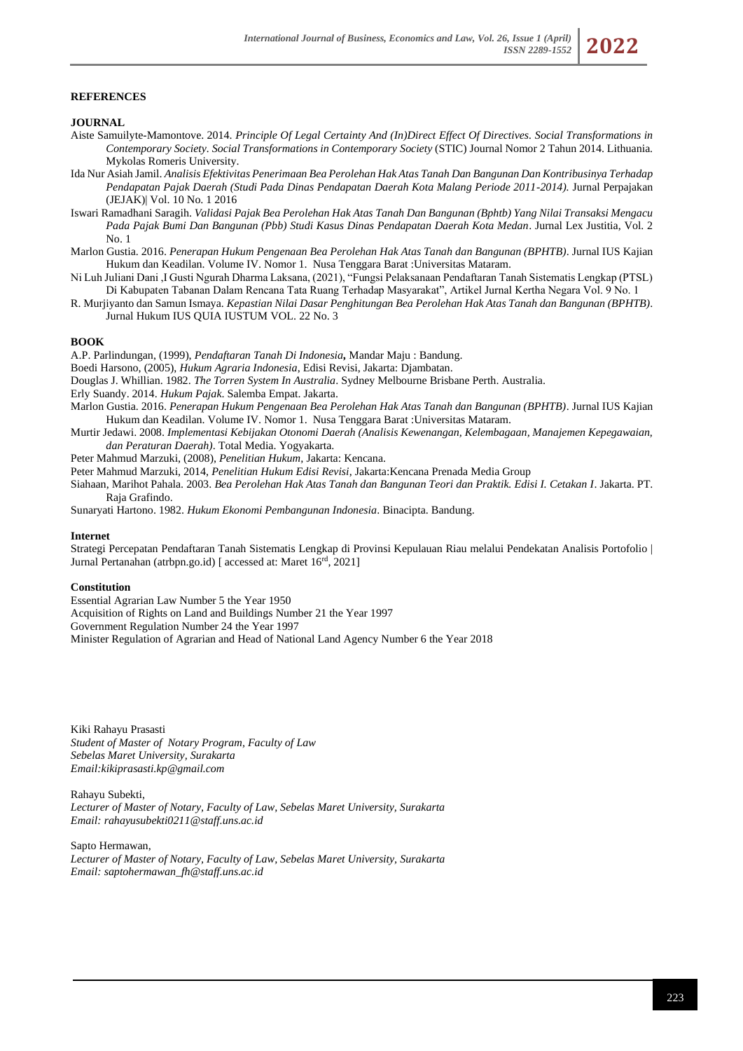## REFERENCES

### JOURNAL

Aiste Samuilyte-Mamontove. 2014. *Principle Of Legal Certainty And (In)Direct Effect Of Directives. Social Transformations in Contemporary Society. Social Transformations in Contemporary Society* (STIC) Journal Nomor 2 Tahun 2014. Lithuania. Mykolas Romeris University.

Ida Nur Asiah Jamil. *Analisis Efektivitas Penerimaan Bea Perolehan Hak Atas Tanah Dan Bangunan Dan Kontribusinya Terhadap Pendapatan Pajak Daerah (Studi Pada Dinas Pendapatan Daerah Kota Malang Periode 2011-2014).* Jurnal Perpajakan (JEJAK)| Vol. 10 No. 1 2016

Iswari Ramadhani Saragih. *Validasi Pajak Bea Perolehan Hak Atas Tanah Dan Bangunan (Bphtb) Yang Nilai Transaksi Mengacu Pada Pajak Bumi Dan Bangunan (Pbb) Studi Kasus Dinas Pendapatan Daerah Kota Medan*. Jurnal Lex Justitia, Vol. 2 No. 1

Marlon Gustia. 2016. *Penerapan Hukum Pengenaan Bea Perolehan Hak Atas Tanah dan Bangunan (BPHTB)*. Jurnal IUS Kajian Hukum dan Keadilan. Volume IV. Nomor 1. Nusa Tenggara Barat :Universitas Mataram.

Ni Luh Juliani Dani ,I Gusti Ngurah Dharma Laksana, (2021), "Fungsi Pelaksanaan Pendaftaran Tanah Sistematis Lengkap (PTSL) Di Kabupaten Tabanan Dalam Rencana Tata Ruang Terhadap Masyarakat", Artikel Jurnal Kertha Negara Vol. 9 No. 1

R. Murjiyanto dan Samun Ismaya. *Kepastian Nilai Dasar Penghitungan Bea Perolehan Hak Atas Tanah dan Bangunan (BPHTB)*. Jurnal Hukum IUS QUIA IUSTUM VOL. 22 No. 3

### BOOK

A.P. Parlindungan, (1999), *Pendaftaran Tanah Di Indonesia***,** Mandar Maju : Bandung.

Boedi Harsono, (2005), *Hukum Agraria Indonesia*, Edisi Revisi, Jakarta: Djambatan.

Douglas J. Whillian. 1982. *The Torren System In Australia*. Sydney Melbourne Brisbane Perth. Australia.

Erly Suandy. 2014. *Hukum Pajak*. Salemba Empat. Jakarta.

Marlon Gustia. 2016. *Penerapan Hukum Pengenaan Bea Perolehan Hak Atas Tanah dan Bangunan (BPHTB)*. Jurnal IUS Kajian Hukum dan Keadilan. Volume IV. Nomor 1. Nusa Tenggara Barat :Universitas Mataram.

Murtir Jedawi. 2008. *Implementasi Kebijakan Otonomi Daerah (Analisis Kewenangan, Kelembagaan, Manajemen Kepegawaian, dan Peraturan Daerah)*. Total Media. Yogyakarta.

Peter Mahmud Marzuki, (2008), *Penelitian Hukum*, Jakarta: Kencana.

Peter Mahmud Marzuki, 2014, *Penelitian Hukum Edisi Revisi*, Jakarta:Kencana Prenada Media Group

Siahaan, Marihot Pahala. 2003. *Bea Perolehan Hak Atas Tanah dan Bangunan Teori dan Praktik. Edisi I. Cetakan I*. Jakarta. PT. Raja Grafindo.

Sunaryati Hartono. 1982. *Hukum Ekonomi Pembangunan Indonesia*. Binacipta. Bandung.

### Internet

Strategi Percepatan Pendaftaran Tanah Sistematis Lengkap di Provinsi Kepulauan Riau melalui Pendekatan Analisis Portofolio | Jurnal Pertanahan (atrbpn.go.id) [ accessed at: Maret 16rd, 2021]

### Constitution

Essential Agrarian Law Number 5 the Year 1950
Acquisition of Rights on Land and Buildings Number 21 the Year 1997
Government Regulation Number 24 the Year 1997
Minister Regulation of Agrarian and Head of National Land Agency Number 6 the Year 2018

Kiki Rahayu Prasasti
*Student of Master of Notary Program, Faculty of Law*
*Sebelas Maret University, Surakarta*
*Email:kikiprasasti.kp@gmail.com*

Rahayu Subekti,
*Lecturer of Master of Notary, Faculty of Law, Sebelas Maret University, Surakarta*
*Email: rahayusubekti0211@staff.uns.ac.id*

Sapto Hermawan,
*Lecturer of Master of Notary, Faculty of Law, Sebelas Maret University, Surakarta*
*Email: saptohermawan_fh@staff.uns.ac.id*